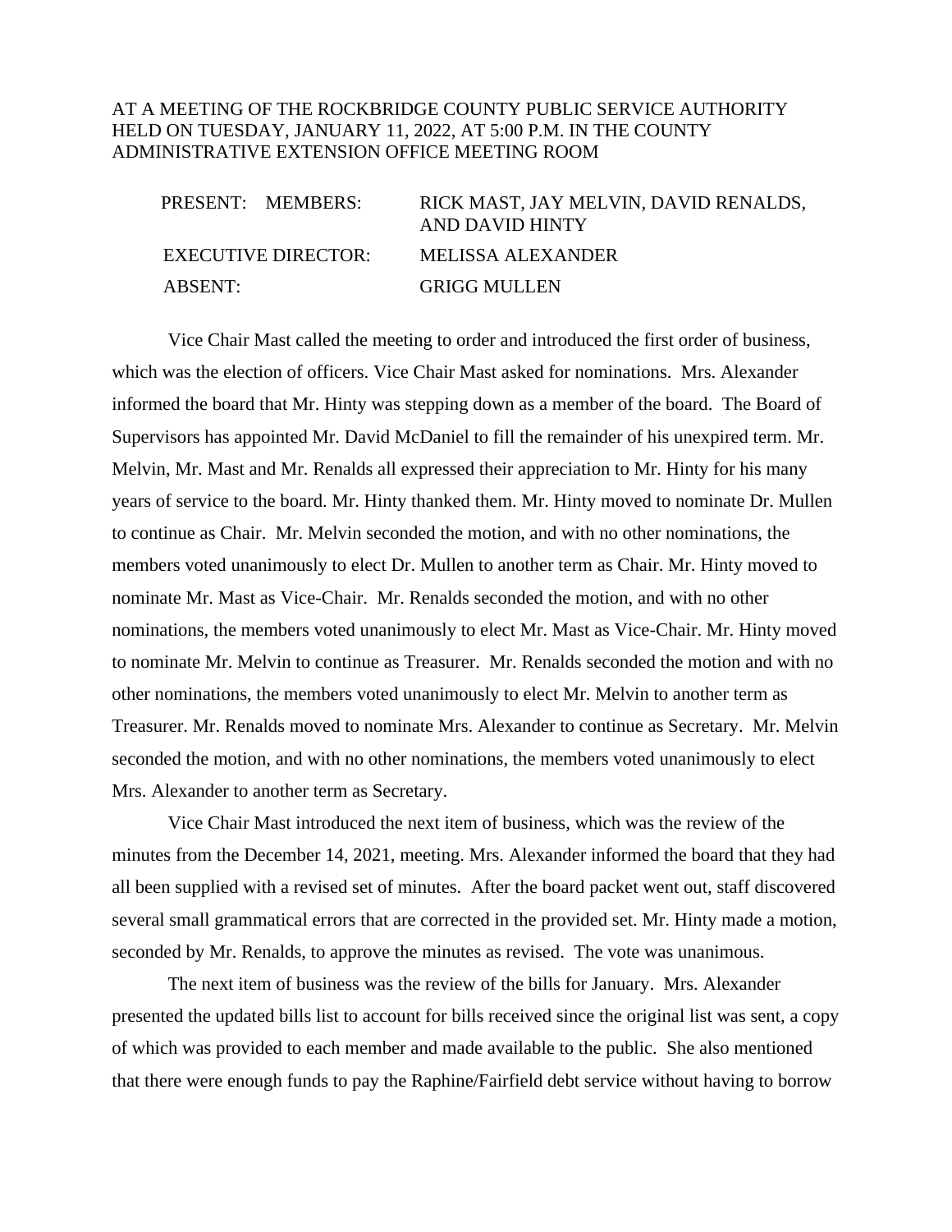AT A MEETING OF THE ROCKBRIDGE COUNTY PUBLIC SERVICE AUTHORITY HELD ON TUESDAY, JANUARY 11, 2022, AT 5:00 P.M. IN THE COUNTY ADMINISTRATIVE EXTENSION OFFICE MEETING ROOM

| | |
|---|---|
| PRESENT: MEMBERS: | RICK MAST, JAY MELVIN, DAVID RENALDS, AND DAVID HINTY |
| EXECUTIVE DIRECTOR: | MELISSA ALEXANDER |
| ABSENT: | GRIGG MULLEN |

Vice Chair Mast called the meeting to order and introduced the first order of business, which was the election of officers. Vice Chair Mast asked for nominations. Mrs. Alexander informed the board that Mr. Hinty was stepping down as a member of the board. The Board of Supervisors has appointed Mr. David McDaniel to fill the remainder of his unexpired term. Mr. Melvin, Mr. Mast and Mr. Renalds all expressed their appreciation to Mr. Hinty for his many years of service to the board. Mr. Hinty thanked them. Mr. Hinty moved to nominate Dr. Mullen to continue as Chair. Mr. Melvin seconded the motion, and with no other nominations, the members voted unanimously to elect Dr. Mullen to another term as Chair. Mr. Hinty moved to nominate Mr. Mast as Vice-Chair. Mr. Renalds seconded the motion, and with no other nominations, the members voted unanimously to elect Mr. Mast as Vice-Chair. Mr. Hinty moved to nominate Mr. Melvin to continue as Treasurer. Mr. Renalds seconded the motion and with no other nominations, the members voted unanimously to elect Mr. Melvin to another term as Treasurer. Mr. Renalds moved to nominate Mrs. Alexander to continue as Secretary. Mr. Melvin seconded the motion, and with no other nominations, the members voted unanimously to elect Mrs. Alexander to another term as Secretary.

Vice Chair Mast introduced the next item of business, which was the review of the minutes from the December 14, 2021, meeting. Mrs. Alexander informed the board that they had all been supplied with a revised set of minutes. After the board packet went out, staff discovered several small grammatical errors that are corrected in the provided set. Mr. Hinty made a motion, seconded by Mr. Renalds, to approve the minutes as revised. The vote was unanimous.

The next item of business was the review of the bills for January. Mrs. Alexander presented the updated bills list to account for bills received since the original list was sent, a copy of which was provided to each member and made available to the public. She also mentioned that there were enough funds to pay the Raphine/Fairfield debt service without having to borrow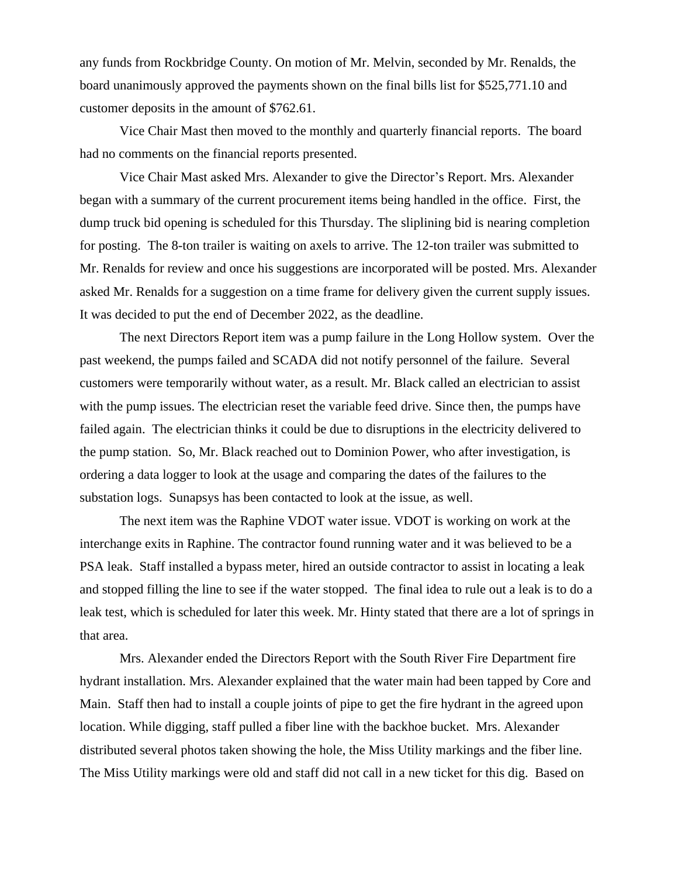any funds from Rockbridge County. On motion of Mr. Melvin, seconded by Mr. Renalds, the board unanimously approved the payments shown on the final bills list for $525,771.10 and customer deposits in the amount of $762.61.

Vice Chair Mast then moved to the monthly and quarterly financial reports. The board had no comments on the financial reports presented.

Vice Chair Mast asked Mrs. Alexander to give the Director's Report. Mrs. Alexander began with a summary of the current procurement items being handled in the office. First, the dump truck bid opening is scheduled for this Thursday. The sliplining bid is nearing completion for posting. The 8-ton trailer is waiting on axels to arrive. The 12-ton trailer was submitted to Mr. Renalds for review and once his suggestions are incorporated will be posted. Mrs. Alexander asked Mr. Renalds for a suggestion on a time frame for delivery given the current supply issues. It was decided to put the end of December 2022, as the deadline.

The next Directors Report item was a pump failure in the Long Hollow system. Over the past weekend, the pumps failed and SCADA did not notify personnel of the failure. Several customers were temporarily without water, as a result. Mr. Black called an electrician to assist with the pump issues. The electrician reset the variable feed drive. Since then, the pumps have failed again. The electrician thinks it could be due to disruptions in the electricity delivered to the pump station. So, Mr. Black reached out to Dominion Power, who after investigation, is ordering a data logger to look at the usage and comparing the dates of the failures to the substation logs. Sunapsys has been contacted to look at the issue, as well.

The next item was the Raphine VDOT water issue. VDOT is working on work at the interchange exits in Raphine. The contractor found running water and it was believed to be a PSA leak. Staff installed a bypass meter, hired an outside contractor to assist in locating a leak and stopped filling the line to see if the water stopped. The final idea to rule out a leak is to do a leak test, which is scheduled for later this week. Mr. Hinty stated that there are a lot of springs in that area.

Mrs. Alexander ended the Directors Report with the South River Fire Department fire hydrant installation. Mrs. Alexander explained that the water main had been tapped by Core and Main. Staff then had to install a couple joints of pipe to get the fire hydrant in the agreed upon location. While digging, staff pulled a fiber line with the backhoe bucket. Mrs. Alexander distributed several photos taken showing the hole, the Miss Utility markings and the fiber line. The Miss Utility markings were old and staff did not call in a new ticket for this dig. Based on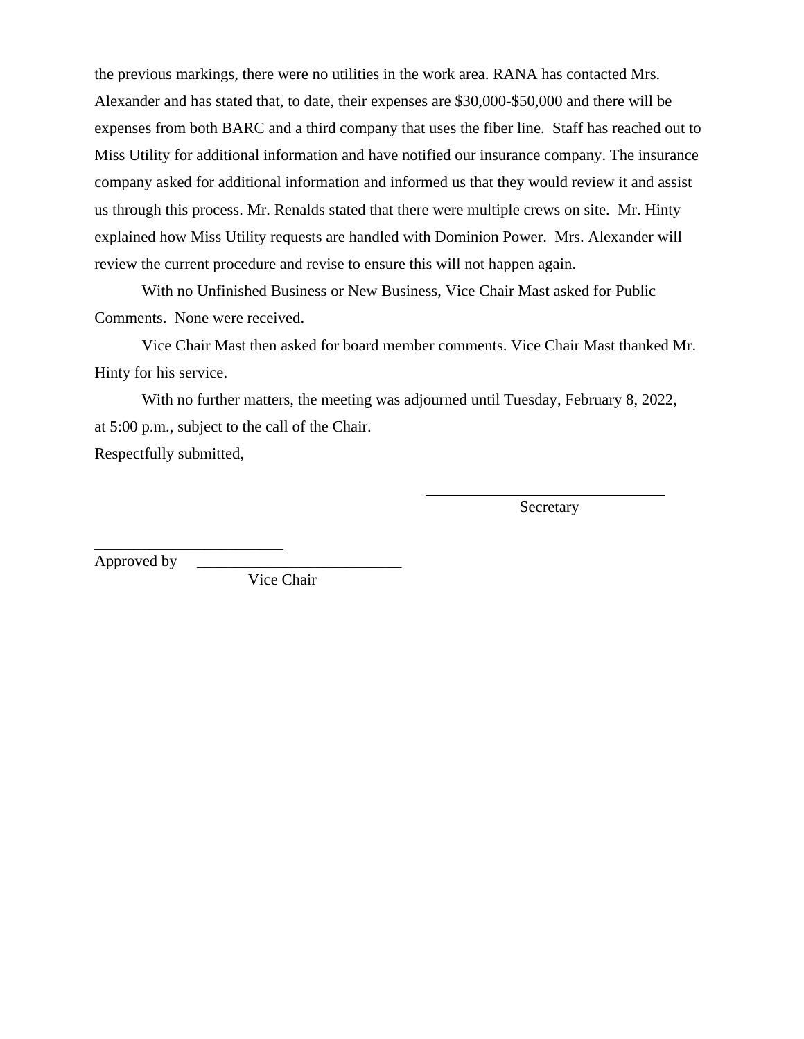the previous markings, there were no utilities in the work area. RANA has contacted Mrs. Alexander and has stated that, to date, their expenses are $30,000-$50,000 and there will be expenses from both BARC and a third company that uses the fiber line. Staff has reached out to Miss Utility for additional information and have notified our insurance company. The insurance company asked for additional information and informed us that they would review it and assist us through this process. Mr. Renalds stated that there were multiple crews on site. Mr. Hinty explained how Miss Utility requests are handled with Dominion Power. Mrs. Alexander will review the current procedure and revise to ensure this will not happen again.

With no Unfinished Business or New Business, Vice Chair Mast asked for Public Comments. None were received.

Vice Chair Mast then asked for board member comments. Vice Chair Mast thanked Mr. Hinty for his service.

With no further matters, the meeting was adjourned until Tuesday, February 8, 2022, at 5:00 p.m., subject to the call of the Chair.

Respectfully submitted,

_______________________________
Secretary

________________________

Approved by ___________________________
Vice Chair